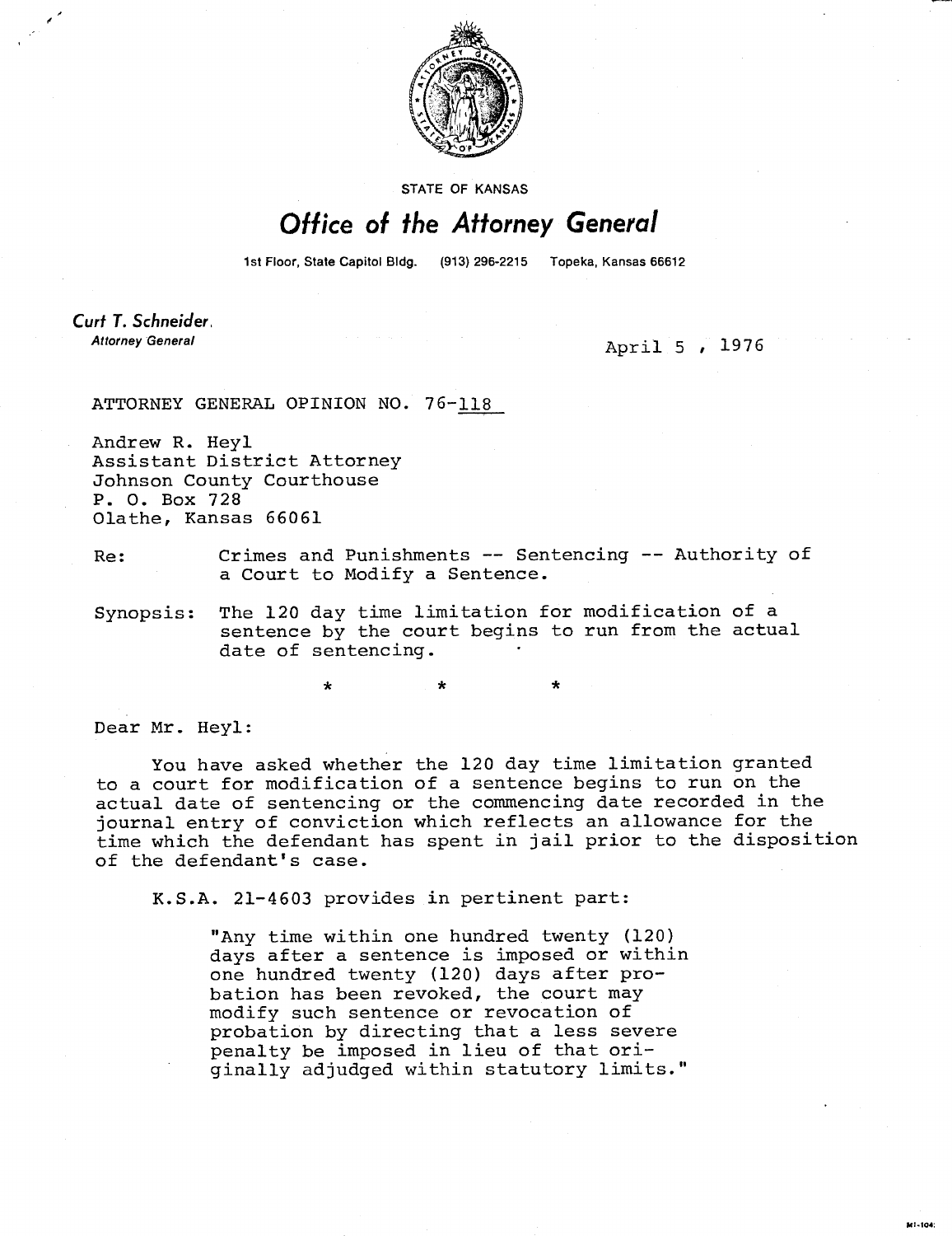STATE OF KANSAS

# Office of the Attorney General

1st Floor, State Capitol Bldg. (913) 296-2215 Topeka, Kansas 66612

**Curt T. Schneider**
*Attorney General*

April 5, 1976

ATTORNEY GENERAL OPINION NO. 76-118

Andrew R. Heyl
Assistant District Attorney
Johnson County Courthouse
P. O. Box 728
Olathe, Kansas 66061

Re: Crimes and Punishments -- Sentencing -- Authority of a Court to Modify a Sentence.

Synopsis: The 120 day time limitation for modification of a sentence by the court begins to run from the actual date of sentencing.

\* \* \*

Dear Mr. Heyl:

You have asked whether the 120 day time limitation granted to a court for modification of a sentence begins to run on the actual date of sentencing or the commencing date recorded in the journal entry of conviction which reflects an allowance for the time which the defendant has spent in jail prior to the disposition of the defendant's case.

K.S.A. 21-4603 provides in pertinent part:

> "Any time within one hundred twenty (120) days after a sentence is imposed or within one hundred twenty (120) days after probation has been revoked, the court may modify such sentence or revocation of probation by directing that a less severe penalty be imposed in lieu of that originally adjudged within statutory limits."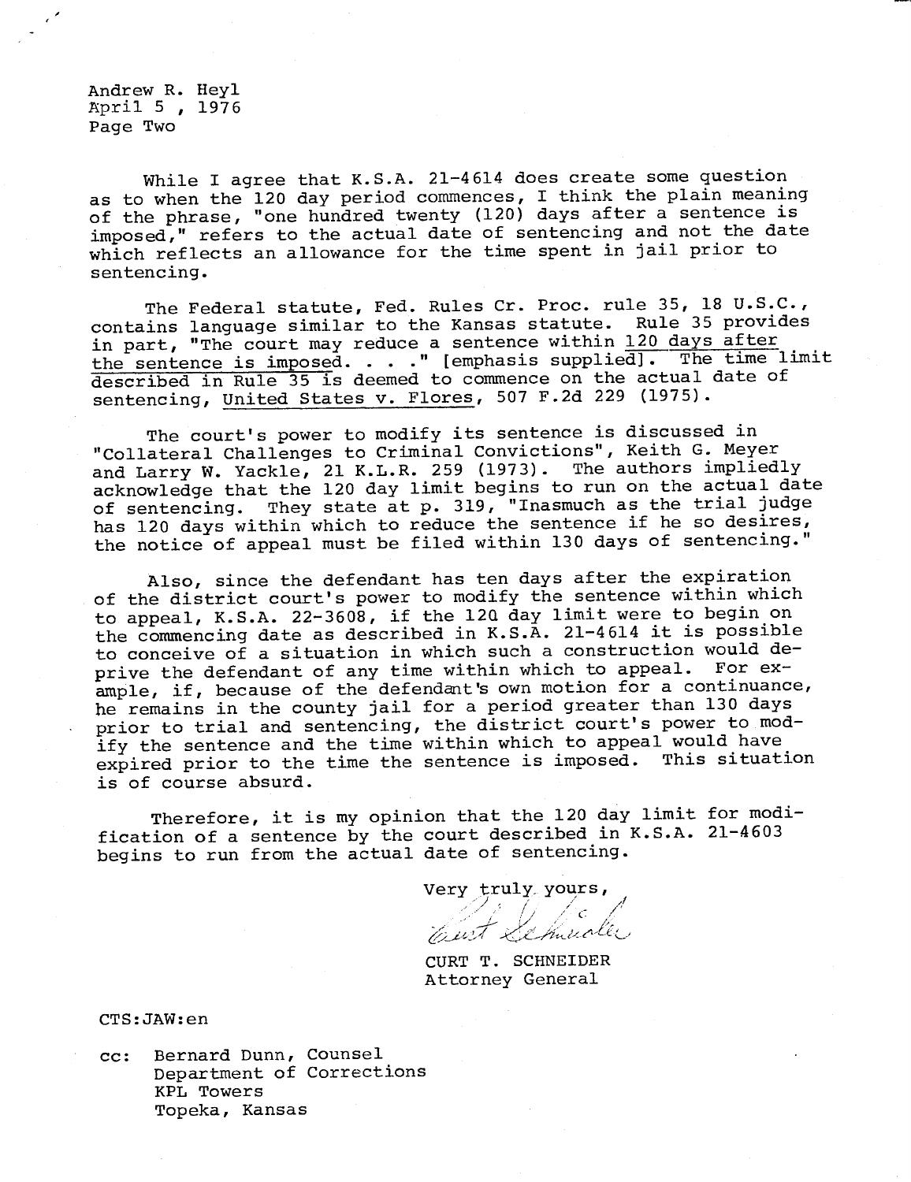Andrew R. Heyl
April 5 , 1976
Page Two

While I agree that K.S.A. 21-4614 does create some question as to when the 120 day period commences, I think the plain meaning of the phrase, "one hundred twenty (120) days after a sentence is imposed," refers to the actual date of sentencing and not the date which reflects an allowance for the time spent in jail prior to sentencing.

The Federal statute, Fed. Rules Cr. Proc. rule 35, 18 U.S.C., contains language similar to the Kansas statute. Rule 35 provides in part, "The court may reduce a sentence within <u>120 days after the sentence is imposed</u>. . . ." [emphasis supplied]. The time limit described in Rule 35 is deemed to commence on the actual date of sentencing, <u>United States v. Flores</u>, 507 F.2d 229 (1975).

The court's power to modify its sentence is discussed in "Collateral Challenges to Criminal Convictions", Keith G. Meyer and Larry W. Yackle, 21 K.L.R. 259 (1973). The authors impliedly acknowledge that the 120 day limit begins to run on the actual date of sentencing. They state at p. 319, "Inasmuch as the trial judge has 120 days within which to reduce the sentence if he so desires, the notice of appeal must be filed within 130 days of sentencing."

Also, since the defendant has ten days after the expiration of the district court's power to modify the sentence within which to appeal, K.S.A. 22-3608, if the 120 day limit were to begin on the commencing date as described in K.S.A. 21-4614 it is possible to conceive of a situation in which such a construction would deprive the defendant of any time within which to appeal. For example, if, because of the defendant's own motion for a continuance, he remains in the county jail for a period greater than 130 days prior to trial and sentencing, the district court's power to modify the sentence and the time within which to appeal would have expired prior to the time the sentence is imposed. This situation is of course absurd.

Therefore, it is my opinion that the 120 day limit for modification of a sentence by the court described in K.S.A. 21-4603 begins to run from the actual date of sentencing.

Very truly yours,

Curt Schneider

CURT T. SCHNEIDER
Attorney General

CTS:JAW:en

cc: Bernard Dunn, Counsel
Department of Corrections
KPL Towers
Topeka, Kansas